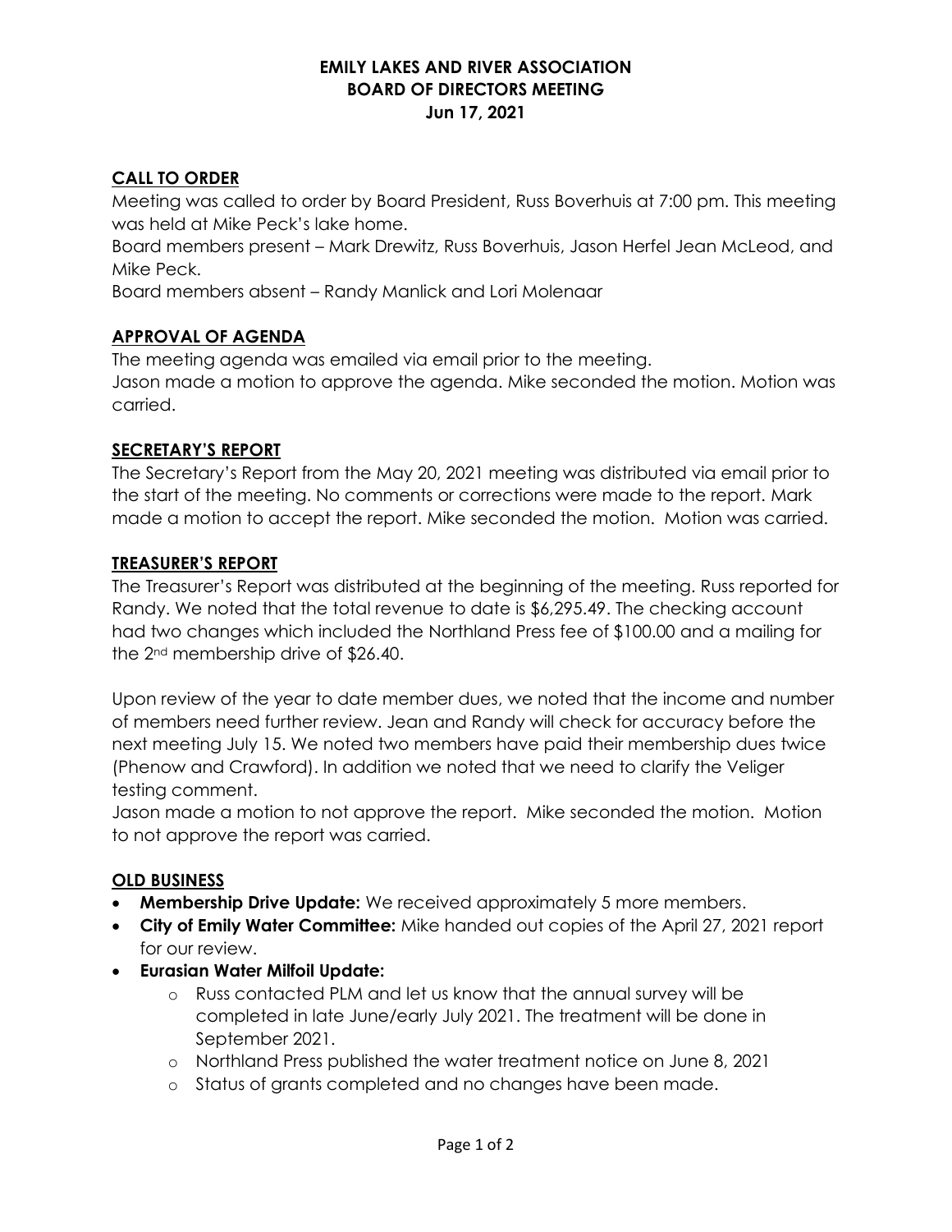**EMILY LAKES AND RIVER ASSOCIATION**
**BOARD OF DIRECTORS MEETING**
**Jun 17, 2021**

## CALL TO ORDER

Meeting was called to order by Board President, Russ Boverhuis at 7:00 pm. This meeting was held at Mike Peck's lake home.

Board members present – Mark Drewitz, Russ Boverhuis, Jason Herfel Jean McLeod, and Mike Peck.

Board members absent – Randy Manlick and Lori Molenaar

## APPROVAL OF AGENDA

The meeting agenda was emailed via email prior to the meeting.

Jason made a motion to approve the agenda. Mike seconded the motion. Motion was carried.

## SECRETARY'S REPORT

The Secretary's Report from the May 20, 2021 meeting was distributed via email prior to the start of the meeting. No comments or corrections were made to the report. Mark made a motion to accept the report. Mike seconded the motion. Motion was carried.

## TREASURER'S REPORT

The Treasurer's Report was distributed at the beginning of the meeting. Russ reported for Randy. We noted that the total revenue to date is $6,295.49. The checking account had two changes which included the Northland Press fee of $100.00 and a mailing for the 2nd membership drive of $26.40.

Upon review of the year to date member dues, we noted that the income and number of members need further review. Jean and Randy will check for accuracy before the next meeting July 15. We noted two members have paid their membership dues twice (Phenow and Crawford). In addition we noted that we need to clarify the Veliger testing comment.

Jason made a motion to not approve the report. Mike seconded the motion. Motion to not approve the report was carried.

## OLD BUSINESS

- **Membership Drive Update:** We received approximately 5 more members.
- **City of Emily Water Committee:** Mike handed out copies of the April 27, 2021 report for our review.
- **Eurasian Water Milfoil Update:**
  - Russ contacted PLM and let us know that the annual survey will be completed in late June/early July 2021. The treatment will be done in September 2021.
  - Northland Press published the water treatment notice on June 8, 2021
  - Status of grants completed and no changes have been made.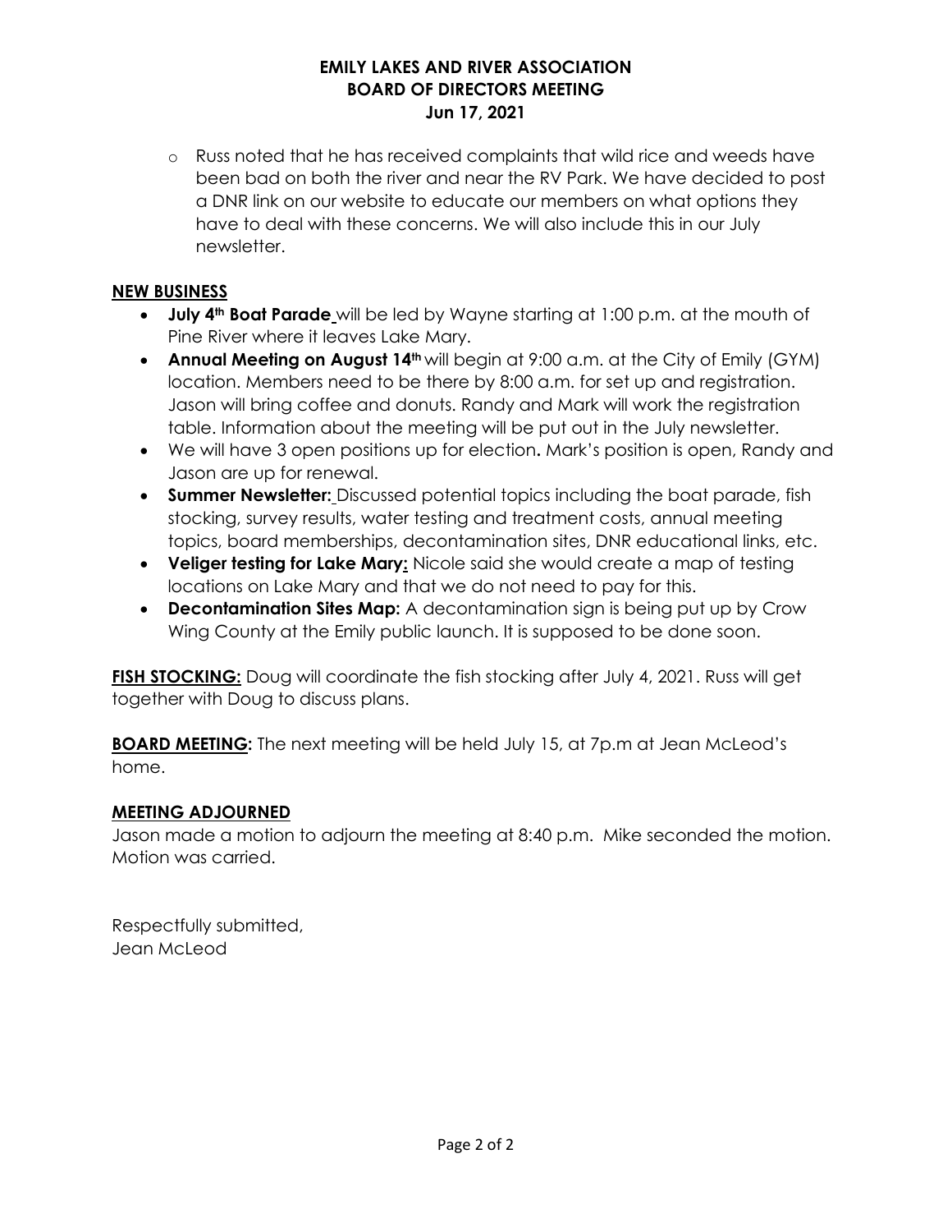**EMILY LAKES AND RIVER ASSOCIATION**
**BOARD OF DIRECTORS MEETING**
**Jun 17, 2021**

- Russ noted that he has received complaints that wild rice and weeds have been bad on both the river and near the RV Park. We have decided to post a DNR link on our website to educate our members on what options they have to deal with these concerns. We will also include this in our July newsletter.

## NEW BUSINESS

- **July 4th Boat Parade** will be led by Wayne starting at 1:00 p.m. at the mouth of Pine River where it leaves Lake Mary.
- **Annual Meeting on August 14th** will begin at 9:00 a.m. at the City of Emily (GYM) location. Members need to be there by 8:00 a.m. for set up and registration. Jason will bring coffee and donuts. Randy and Mark will work the registration table. Information about the meeting will be put out in the July newsletter.
- We will have 3 open positions up for election**.** Mark's position is open, Randy and Jason are up for renewal.
- **Summer Newsletter:** Discussed potential topics including the boat parade, fish stocking, survey results, water testing and treatment costs, annual meeting topics, board memberships, decontamination sites, DNR educational links, etc.
- **Veliger testing for Lake Mary:** Nicole said she would create a map of testing locations on Lake Mary and that we do not need to pay for this.
- **Decontamination Sites Map:** A decontamination sign is being put up by Crow Wing County at the Emily public launch. It is supposed to be done soon.

**FISH STOCKING:** Doug will coordinate the fish stocking after July 4, 2021. Russ will get together with Doug to discuss plans.

**BOARD MEETING:** The next meeting will be held July 15, at 7p.m at Jean McLeod's home.

## MEETING ADJOURNED

Jason made a motion to adjourn the meeting at 8:40 p.m. Mike seconded the motion. Motion was carried.

Respectfully submitted,
Jean McLeod